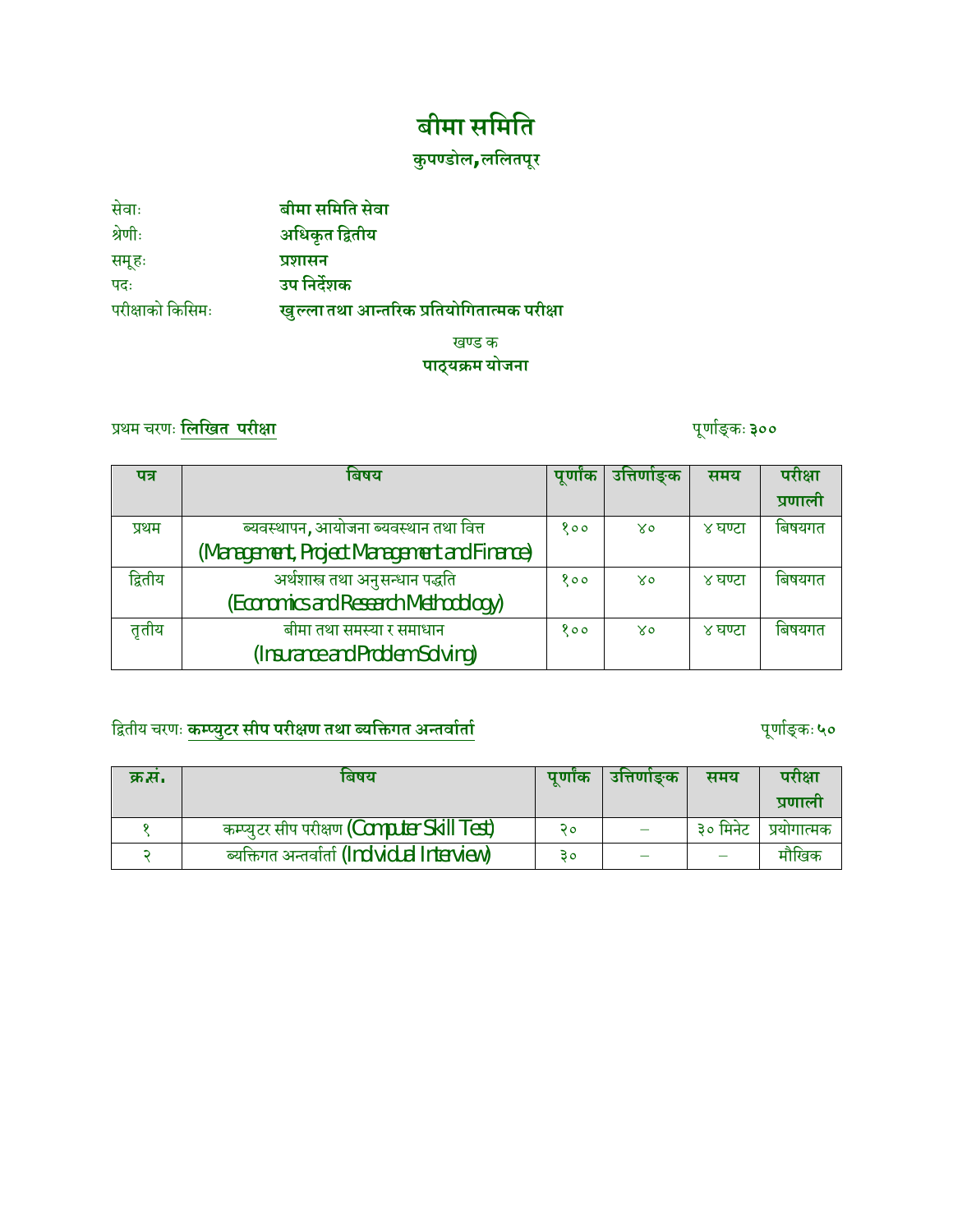# बीमा समिति

## कुपण्डोल, ललितपूर

सेवाः बीमा समिति सेवा
श्रेणीः अधिकृत द्वितीय
समूहः प्रशासन
पदः उप निर्देशक
परीक्षाको किसिमः खुल्ला तथा आन्तरिक प्रतियोगितात्मक परीक्षा

खण्ड क

**पाठ्यक्रम योजना**

प्रथम चरणः **लिखित परीक्षा** पूर्णाङ्कः **३००**

| पत्र | बिषय | पूर्णांक | उत्तिर्णाङ्क | समय | परीक्षा प्रणाली |
|---|---|---|---|---|---|
| प्रथम | ब्यवस्थापन, आयोजना ब्यवस्थान तथा वित्त (Management, Project Management and Finance) | १०० | ४० | ४ घण्टा | बिषयगत |
| द्वितीय | अर्थशास्त्र तथा अनुसन्धान पद्धति (Economics and Research Methodology) | १०० | ४० | ४ घण्टा | बिषयगत |
| तृतीय | बीमा तथा समस्या र समाधान (Insurance and Problem Solving) | १०० | ४० | ४ घण्टा | बिषयगत |

द्वितीय चरणः **कम्प्युटर सीप परीक्षण तथा ब्यक्तिगत अन्तर्वार्ता** पूर्णाङ्कः **५०**

| क्र.सं. | बिषय | पूर्णांक | उत्तिर्णाङ्क | समय | परीक्षा प्रणाली |
|---|---|---|---|---|---|
| १ | कम्प्युटर सीप परीक्षण (Computer Skill Test) | २० | – | ३० मिनेट | प्रयोगात्मक |
| २ | ब्यक्तिगत अन्तर्वार्ता (Individual Interview) | ३० | – | – | मौखिक |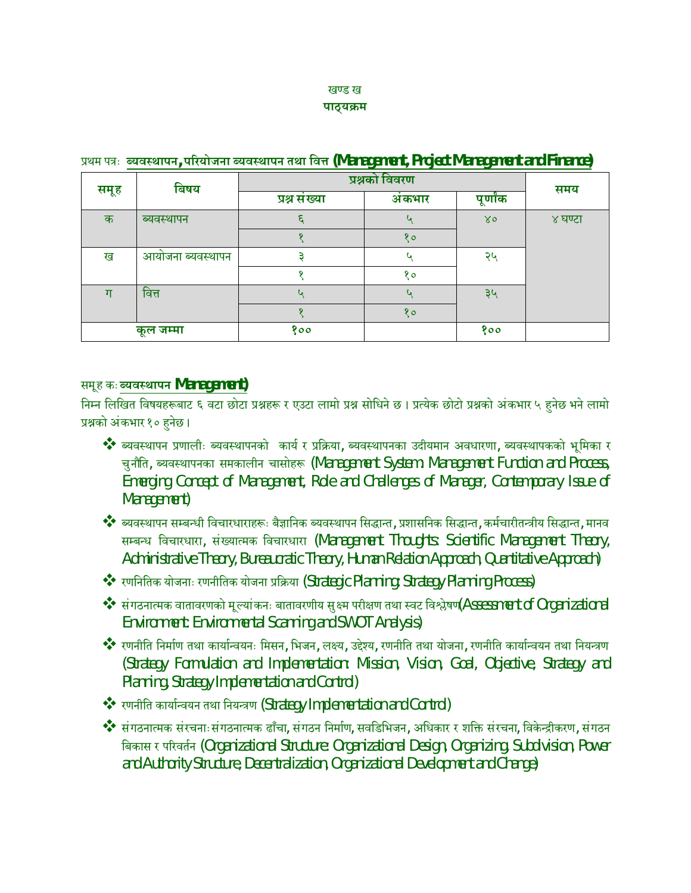खण्ड ख

**पाठ्यक्रम**

प्रथम पत्रः **ब्यवस्थापन, परियोजना ब्यवस्थापन तथा वित्त (Management, Project Management and Finance)**

| समूह | बिषय | प्रश्नको विवरण | | | समय |
|---|---|---|---|---|---|
| | | प्रश्न संख्या | अंकभार | पूर्णांक | |
| क | ब्यवस्थापन | ६ | ५ | ४० | ४ घण्टा |
| | | १ | १० | | |
| ख | आयोजना ब्यवस्थापन | ३ | ५ | २५ | |
| | | १ | १० | | |
| ग | वित्त | ५ | ५ | ३५ | |
| | | १ | १० | | |
| कूल जम्मा | | १०० | | १०० | |

समूह कः **ब्यवस्थापन Management)**

निम्न लिखित विषयहरूबाट ६ वटा छोटा प्रश्नहरू र एउटा लामो प्रश्न सोधिने छ। प्रत्येक छोटो प्रश्नको अंकभार ५ हुनेछ भने लामो प्रश्नको अंकभार १० हुनेछ।

- ❖ ब्यवस्थापन प्रणालीः ब्यवस्थापनको कार्य र प्रक्रिया, ब्यवस्थापनका उदीयमान अवधारणा, ब्यवस्थापकको भूमिका र चुनौति, ब्यवस्थापनका समकालीन चासोहरू (Management System: Management Function and Process, Emerging Concept of Management, Role and Challenges of Manager, Contemporary Issue of Management)
- ❖ ब्यवस्थापन सम्बन्धी विचारधाराहरूः बैज्ञानिक ब्यवस्थापन सिद्धान्त, प्रशासनिक सिद्धान्त, कर्मचारीतन्त्रीय सिद्धान्त, मानव सम्बन्ध विचारधारा, संख्यात्मक विचारधारा (Management Thoughts: Scientific Management Theory, Administrative Theory, Bureaucratic Theory, Human Relation Approach, Quantitative Approach)
- ❖ रणनितिक योजनाः रणनीतिक योजना प्रक्रिया (Strategic Planning: Strategy Planning Process)
- ❖ संगठनात्मक वातावरणको मूल्यांकनः बातावरणीय सुक्ष्म परीक्षण तथा स्वट विश्लेषण(Assessment of Organizational Environment: Environmental Scanning and SWOT Analysis)
- ❖ रणनीति निर्माण तथा कार्यान्वयनः मिसन, भिजन, लक्ष्य, उद्देश्य, रणनीति तथा योजना, रणनीति कार्यान्वयन तथा नियन्त्रण (Strategy Formulation and Implementation: Mission, Vision, Goal, Objective, Strategy and Planning, Strategy Implementation and Control)
- ❖ रणनीति कार्यान्वयन तथा नियन्त्रण (Strategy Implementation and Control)
- ❖ संगठनात्मक संरचनाः संगठनात्मक ढाँचा, संगठन निर्माण, सवडिभिजन, अधिकार र शक्ति संरचना, विकेन्द्रीकरण, संगठन बिकास र परिवर्तन (Organizational Structure: Organizational Design, Organizing, Subdivision, Power and Authority Structure, Decentralization, Organizational Development and Change)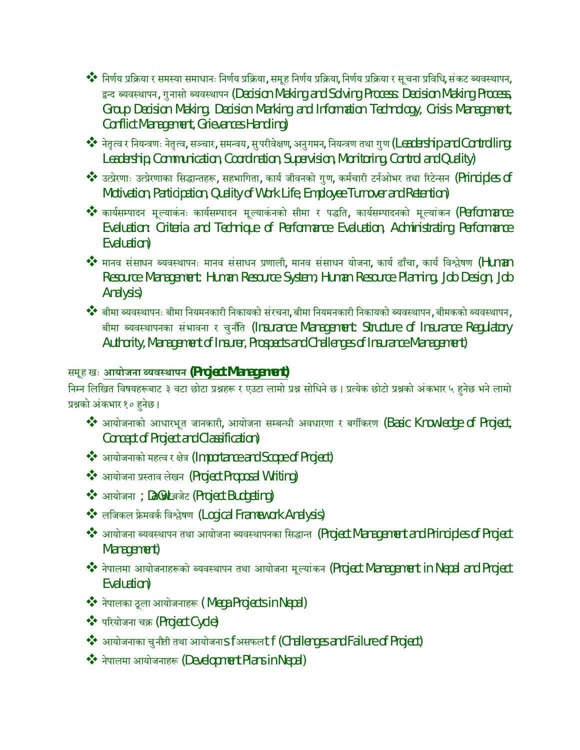- ❖ निर्णय प्रक्रिया र समस्या समाधानः निर्णय प्रक्रिया, समूह निर्णय प्रक्रिया, निर्णय प्रक्रिया र सूचना प्रविधि, संकट ब्यवस्थापन, द्वन्द ब्यवस्थापन, गुनासो ब्यवस्थापन (Decision Making and Solving Process: Decision Making Process, Group Decision Making, Decision Marking and Information Technology, Crisis Management, Conflict Management, Grievances Handling)
- ❖ नेतृत्व र नियन्त्रणः नेतृत्व, सञ्चार, समन्वय, सुपरीवेक्षण, अनुगमन, नियन्त्रण तथा गुण (Leadership and Controlling: Leadership, Communication, Coordination, Supervision, Monitoring, Control and Quality)
- ❖ उत्प्रेरणाः उत्प्रेरणाका सिद्धान्तहरू, सहभागिता, कार्य जीवनको गुण, कर्मचारी टर्नओभर तथा रिटेन्सन (Principles of Motivation, Participation, Quality of Work Life, Employee Turnover and Retention)
- ❖ कार्यसम्पादन मूल्याकंनः कार्यसम्पादन मूल्याकंनको सीमा र पद्धति, कार्यसम्पादनको मूल्यांकन (Performance Evaluation: Criteria and Technique of Performance Evaluation, Administrating Performance Evaluation)
- ❖ मानव संसाधन ब्यवस्थापनः मानव संसाधन प्रणाली, मानव संसाधन योजना, कार्य ढाँचा, कार्य विश्लेषण (Human Resource Management: Human Resource System, Human Resource Planning, Job Design, Job Analysis)
- ❖ बीमा ब्यवस्थापनः बीमा नियमनकारी निकायको संरचना, बीमा नियमनकारी निकायको ब्यवस्थापन, बीमकको ब्यवस्थापन, बीमा ब्यवस्थापनका संभावना र चुनौति (Insurance Management: Structure of Insurance Regulatory Authority, Management of Insurer, Prospects and Challenges of Insurance Management)

समूह खः **आयोजना ब्यवस्थापन (Project Management)**

निम्न लिखित विषयहरूबाट ३ वटा छोटा प्रश्नहरू र एउटा लामो प्रश्न सोधिने छ । प्रत्येक छोटो प्रश्नको अंकभार ५ हुनेछ भने लामो प्रश्नको अंकभार १० हुनेछ ।

- ❖ आयोजनाको आधारभूत जानकारी, आयोजना सम्बन्धी अवधारणा र बर्गीकरण (Basic Knowledge of Project, Concept of Project and Classification)
- ❖ आयोजनाको महत्व र क्षेत्र (Importance and Scope of Project)
- ❖ आयोजना प्रस्ताव लेखन (Project Proposal Writing)
- ❖ आयोजना ; DaGWLबजेट (Project Budgeting)
- ❖ लजिकल फ्रेमवर्क विश्लेषण (Logical Framework Analysis)
- ❖ आयोजना ब्यवस्थापन तथा आयोजना ब्यवस्थापनका सिद्धान्त (Project Management and Principles of Project Management)
- ❖ नेपालमा आयोजनाहरूको ब्यवस्थापन तथा आयोजना मूल्यांकन (Project Management in Nepal and Project Evaluation)
- ❖ नेपालका ठूला आयोजनाहरू ( Mega Projects in Nepal)
- ❖ परियोजना चक्र (Project Cycle)
- ❖ आयोजनाका चुनौती तथा आयोजनाs f असफलt f (Challenges and Failure of Project)
- ❖ नेपालमा आयोजनाहरू (Development Plans in Nepal)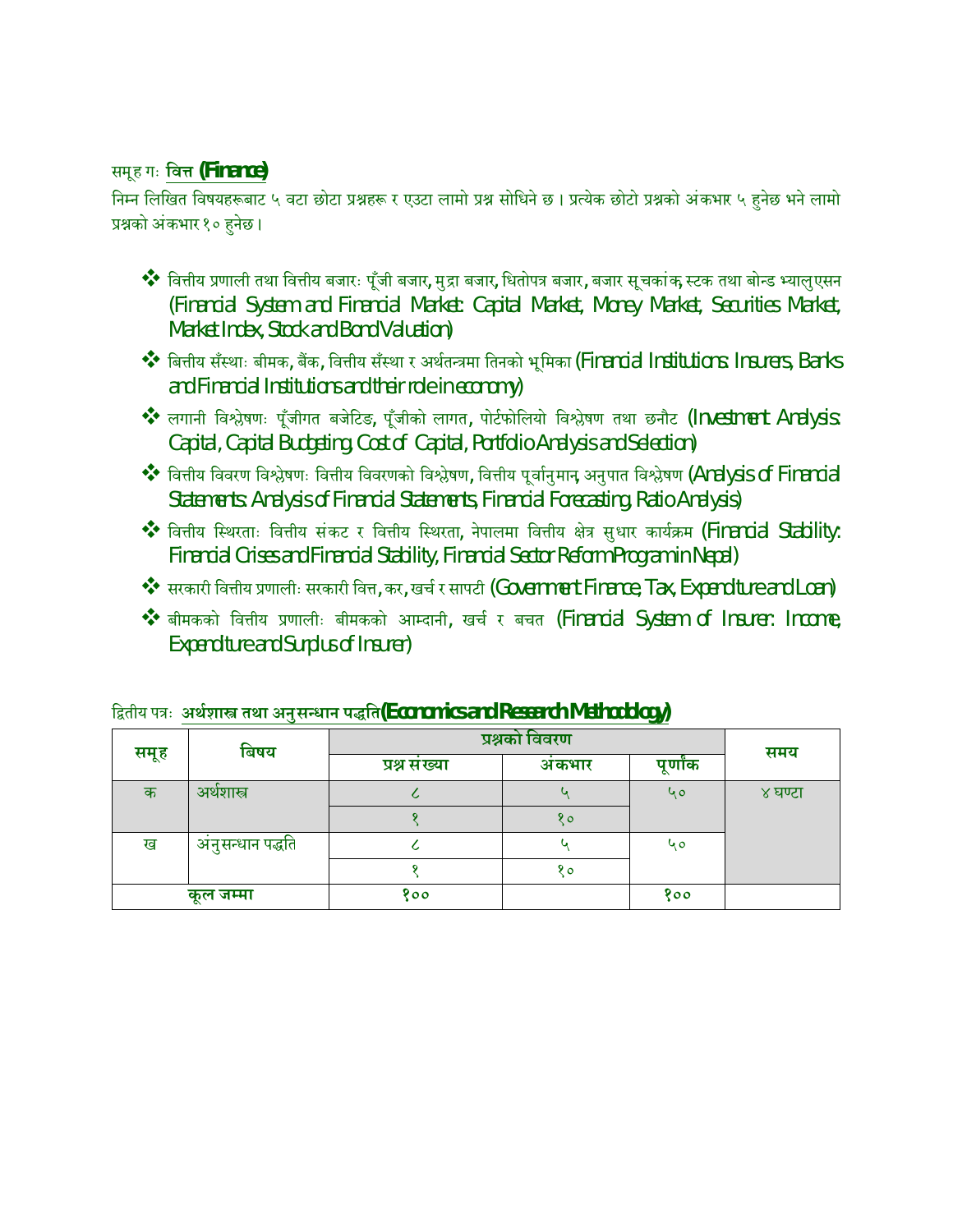### समूह गः **वित्त (Finance)**

निम्न लिखित विषयहरूबाट ५ वटा छोटा प्रश्नहरू र एउटा लामो प्रश्न सोधिने छ । प्रत्येक छोटो प्रश्नको अंकभार ५ हुनेछ भने लामो प्रश्नको अंकभार १० हुनेछ ।

- वित्तीय प्रणाली तथा वित्तीय बजारः पूँजी बजार, मुद्रा बजार, धितोपत्र बजार, बजार सूचकांक, स्टक तथा बोन्ड भ्यालुएसन (Financial System and Financial Market: Capital Market, Money Market, Securities Market, Market Index, Stock and Bond Valuation)
- बित्तीय सँस्थाः बीमक, बैंक, वित्तीय सँस्था र अर्थतन्त्रमा तिनको भूमिका (Financial Institutions: Insurers, Banks and Financial Institutions and their role in economy)
- लगानी विश्लेषणः पूँजीगत बजेटिङ, पूँजीको लागत, पोर्टफोलियो विश्लेषण तथा छनौट (Investment Analysis: Capital, Capital Budgeting, Cost of Capital, Portfolio Analysis and Selection)
- वित्तीय विवरण विश्लेषणः वित्तीय विवरणको विश्लेषण, वित्तीय पूर्वानुमान, अनुपात विश्लेषण (Analysis of Financial Statements: Analysis of Financial Statements, Financial Forecasting, Ratio Analysis)
- वित्तीय स्थिरताः वित्तीय संकट र वित्तीय स्थिरता, नेपालमा वित्तीय क्षेत्र सुधार कार्यक्रम (Financial Stability: Financial Crises and Financial Stability, Financial Sector Reform Program in Nepal)
- सरकारी वित्तीय प्रणालीः सरकारी वित्त, कर, खर्च र सापटी (Government Finance, Tax, Expenditure and Loan)
- बीमकको वित्तीय प्रणालीः बीमकको आम्दानी, खर्च र बचत (Financial System of Insurer: Income, Expenditure and Surplus of Insurer)

### द्वितीय पत्रः **अर्थशास्त्र तथा अनुसन्धान पद्धति (Economics and Research Methodology)**

| समूह | बिषय | प्रश्नको विवरण | | | समय |
|---|---|---|---|---|---|
| | | प्रश्न संख्या | अंकभार | पूर्णांक | |
| क | अर्थशास्त्र | ८ | ५ | ५० | ४ घण्टा |
| | | १ | १० | | |
| ख | अनुसन्धान पद्धति | ८ | ५ | ५० | |
| | | १ | १० | | |
| कूल जम्मा | | १०० | | १०० | |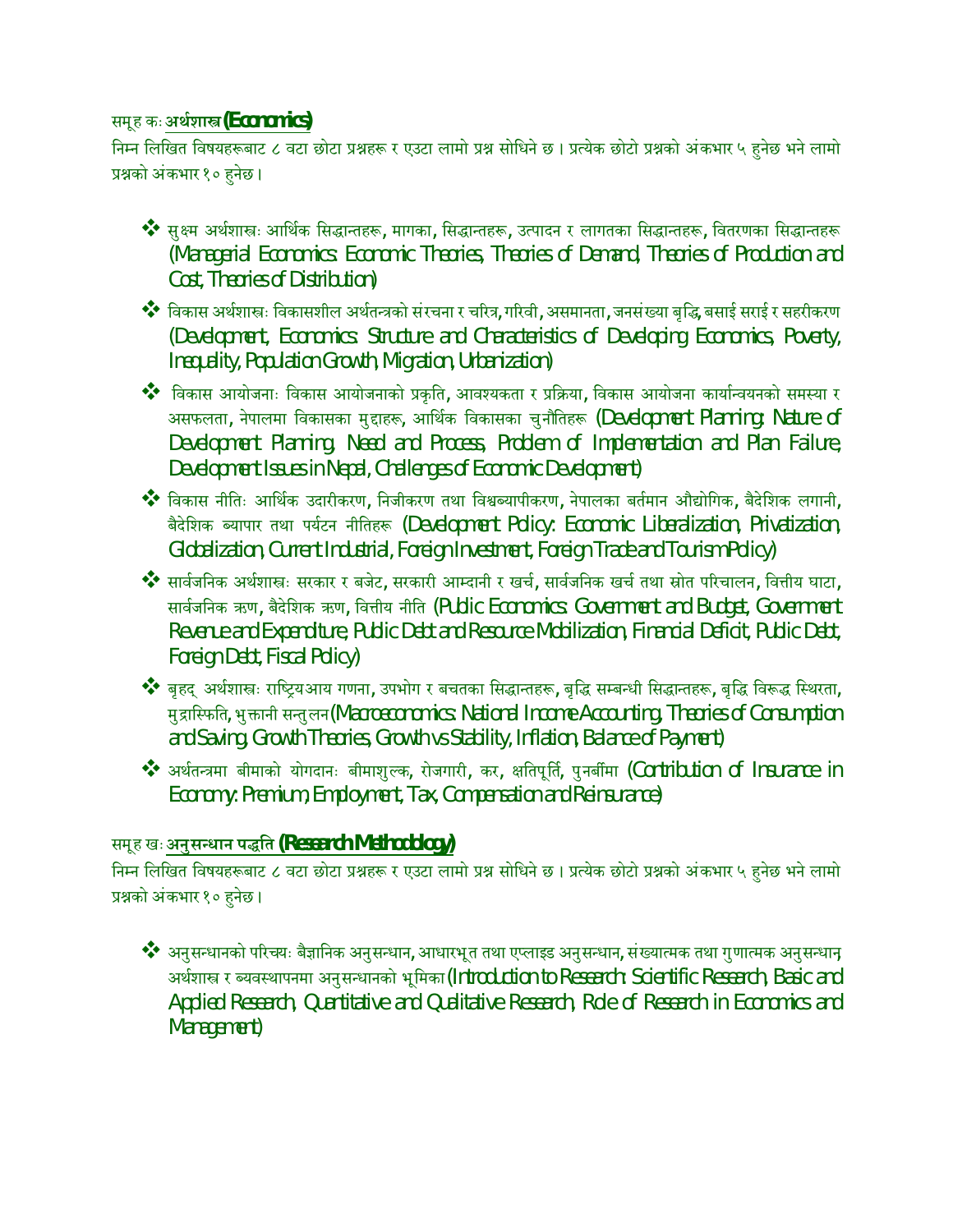समूह कः **अर्थशास्त्र (Economics)**

निम्न लिखित विषयहरूबाट ८ वटा छोटा प्रश्नहरू र एउटा लामो प्रश्न सोधिने छ । प्रत्येक छोटो प्रश्नको अंकभार ५ हुनेछ भने लामो प्रश्नको अंकभार १० हुनेछ ।

- ❖ सुक्ष्म अर्थशास्त्रः आर्थिक सिद्धान्तहरू, मागका, सिद्धान्तहरू, उत्पादन र लागतका सिद्धान्तहरू, वितरणका सिद्धान्तहरू (Managerial Economics: Economic Theories, Theories of Demand, Theories of Production and Cost, Theories of Distribution)
- ❖ विकास अर्थशास्त्रः विकासशील अर्थतन्त्रको संरचना र चरित्र, गरिवी, असमानता, जनसंख्या बृद्धि, बसाई सराई र सहरीकरण (Development, Economics: Structure and Characteristics of Developing Economics, Poverty, Inequality, Population Growth, Migration, Urbanization)
- ❖ विकास आयोजनाः विकास आयोजनाको प्रकृति, आवश्यकता र प्रक्रिया, विकास आयोजना कार्यान्वयनको समस्या र असफलता, नेपालमा विकासका मुद्दाहरू, आर्थिक विकासका चुनौतिहरू (Development Planning: Nature of Development Planning, Need and Process, Problem of Implementation and Plan Failure, Development Issues in Nepal, Challenges of Economic Development)
- ❖ विकास नीतिः आर्थिक उदारीकरण, निजीकरण तथा विश्वव्यापीकरण, नेपालका बर्तमान औद्योगिक, बैदेशिक लगानी, बैदेशिक ब्यापार तथा पर्यटन नीतिहरू (Development Policy: Economic Liberalization, Privatization, Globalization, Current Industrial, Foreign Investment, Foreign Trade and Tourism Policy)
- ❖ सार्वजनिक अर्थशास्त्रः सरकार र बजेट, सरकारी आम्दानी र खर्च, सार्वजनिक खर्च तथा स्रोत परिचालन, वित्तीय घाटा, सार्वजनिक ऋण, बैदेशिक ऋण, वित्तीय नीति (Public Economics: Government and Budget, Government Revenue and Expenditure, Public Debt and Resource Mobilization, Financial Deficit, Public Debt, Foreign Debt, Fiscal Policy)
- ❖ बृहद् अर्थशास्त्रः राष्ट्रिय आय गणना, उपभोग र बचतका सिद्धान्तहरू, बृद्धि सम्बन्धी सिद्धान्तहरू, बृद्धि विरूद्ध स्थिरता, मुद्रास्फिति, भुक्तानी सन्तुलन (Macroeconomics: National Income Accounting, Theories of Consumption and Saving, Growth Theories, Growth vs Stability, Inflation, Balance of Payment)
- ❖ अर्थतन्त्रमा बीमाको योगदानः बीमाशुल्क, रोजगारी, कर, क्षतिपूर्ति, पुनर्बीमा (Contribution of Insurance in Economy: Premium, Employment, Tax, Compensation and Reinsurance)

समूह खः **अनुसन्धान पद्धति (Research Methodology)**

निम्न लिखित विषयहरूबाट ८ वटा छोटा प्रश्नहरू र एउटा लामो प्रश्न सोधिने छ । प्रत्येक छोटो प्रश्नको अंकभार ५ हुनेछ भने लामो प्रश्नको अंकभार १० हुनेछ ।

- ❖ अनुसन्धानको परिचयः बैज्ञानिक अनुसन्धान, आधारभूत तथा एप्लाइड अनुसन्धान, संख्यात्मक तथा गुणात्मक अनुसन्धान, अर्थशास्त्र र ब्यवस्थापनमा अनुसन्धानको भूमिका (Introduction to Research: Scientific Research, Basic and Applied Research, Quantitative and Qualitative Research, Role of Research in Economics and Management)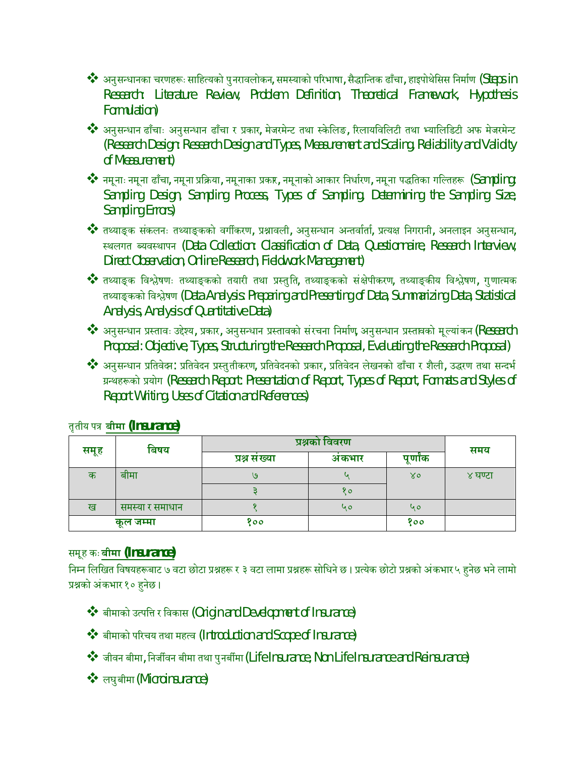- ❖ अनुसन्धानका चरणहरूः साहित्यको पुनरावलोकन, समस्याको परिभाषा, सैद्धान्तिक ढाँचा, हाइपोथेसिस निर्माण (Steps in Research: Literature Review, Problem Definition, Theoretical Framework, Hypothesis Formulation)
- ❖ अनुसन्धान ढाँचाः अनुसन्धान ढाँचा र प्रकार, मेजरमेन्ट तथा स्केलिङ, रिलायविलिटी तथा भ्यालिडिटी अफ मेजरमेन्ट (Research Design: Research Design and Types, Measurement and Scaling, Reliability and Validity of Measurement)
- ❖ नमूनाः नमूना ढाँचा, नमूना प्रक्रिया, नमूनाका प्रकार, नमूनाको आकार निर्धारण, नमूना पद्धतिका गल्तिहरू (Sampling: Sampling Design, Sampling Process, Types of Sampling, Determining the Sampling Size, Sampling Errors)
- ❖ तथ्याङ्क संकलनः तथ्याङ्कको वर्गीकरण, प्रश्नावली, अनुसन्धान अन्तर्वार्ता, प्रत्यक्ष निगरानी, अनलाइन अनुसन्धान, स्थलगत ब्यवस्थापन (Data Collection: Classification of Data, Questionnaire, Research Interview, Direct Observation, Online Research, Fieldwork Management)
- ❖ तथ्याङ्क विश्लेषणः तथ्याङ्कको तयारी तथा प्रस्तुति, तथ्याङ्कको संक्षेपीकरण, तथ्याङ्कीय विश्लेषण, गुणात्मक तथ्याङ्कको विश्लेषण (Data Analysis: Preparing and Presenting of Data, Summarizing Data, Statistical Analysis, Analysis of Quantitative Data)
- ❖ अनुसन्धान प्रस्तावः उद्देश्य, प्रकार, अनुसन्धान प्रस्तावको संरचना निर्माण, अनुसन्धान प्रस्तावको मूल्यांकन (Research Proposal: Objective, Types, Structuring the Research Proposal, Evaluating the Research Proposal)
- ❖ अनुसन्धान प्रतिवेदनः प्रतिवेदन प्रस्तुतीकरण, प्रतिवेदनको प्रकार, प्रतिवेदन लेखनको ढाँचा र शैली, उद्धरण तथा सन्दर्भ ग्रन्थहरूको प्रयोग (Research Report: Presentation of Report, Types of Report, Formats and Styles of Report Writing, Uses of Citation and References)

तृतीय पत्र **बीमा (Insurance)**

| समूह | बिषय | प्रश्नको विवरण | | | समय |
|---|---|---|---|---|---|
| | | प्रश्न संख्या | अंकभार | पूर्णांक | |
| क | बीमा | ७ | ५ | ४० | ४ घण्टा |
| | | ३ | १० | | |
| ख | समस्या र समाधान | १ | ५० | ५० | |
| कूल जम्मा | | १०० | | १०० | |

समूह कः **बीमा (Insurance)**

निम्न लिखित विषयहरूबाट ७ वटा छोटा प्रश्नहरू र ३ वटा लामा प्रश्नहरू सोधिने छ। प्रत्येक छोटो प्रश्नको अंकभार ५ हुनेछ भने लामो प्रश्नको अंकभार १० हुनेछ।

- ❖ बीमाको उत्पत्ति र विकास (Origin and Development of Insurance)
- ❖ बीमाको परिचय तथा महत्व (Introduction and Scope of Insurance)
- ❖ जीवन बीमा, निर्जीवन बीमा तथा पुनर्बीमा (Life Insurance, Non Life Insurance and Reinsurance)
- ❖ लघुबीमा (Microinsurance)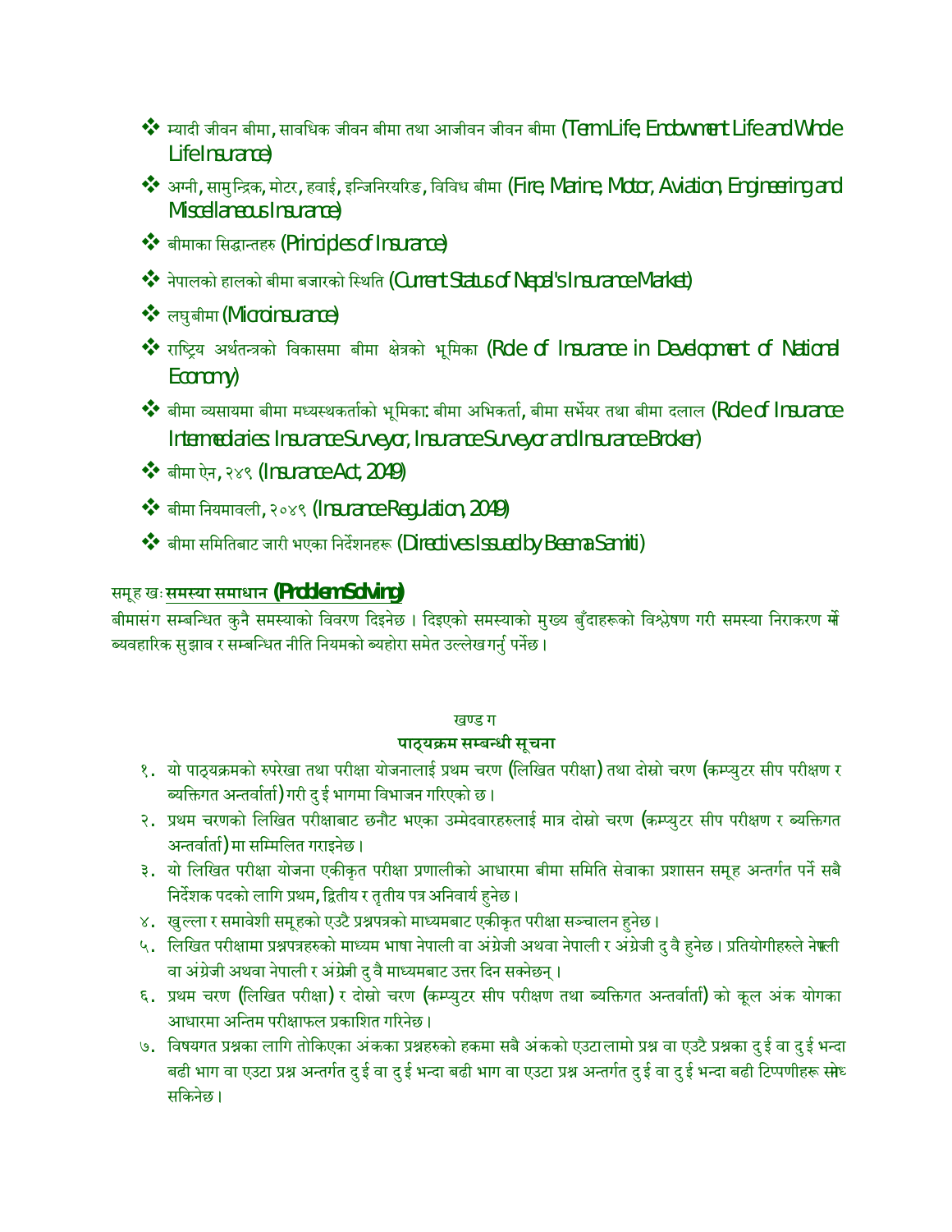- म्यादी जीवन बीमा, सावधिक जीवन बीमा तथा आजीवन जीवन बीमा (Term Life, Endowment Life and Whole Life Insurance)
- अग्नी, सामुन्द्रिक, मोटर, हवाई, इन्जिनियरिङ, विविध बीमा (Fire, Marine, Motor, Aviation, Engineering and Miscellaneous Insurance)
- बीमाका सिद्धान्तहरु (Principles of Insurance)
- नेपालको हालको बीमा बजारको स्थिति (Current Status of Nepal's Insurance Market)
- लघु बीमा (Microinsurance)
- राष्ट्रिय अर्थतन्त्रको विकासमा बीमा क्षेत्रको भूमिका (Role of Insurance in Development of National Economy)
- बीमा व्यसायमा बीमा मध्यस्थकर्ताको भूमिका: बीमा अभिकर्ता, बीमा सर्भेयर तथा बीमा दलाल (Role of Insurance Intermediaries: Insurance Surveyor, Insurance Surveyor and Insurance Broker)
- बीमा ऐन, २४९ (Insurance Act, 2049)
- बीमा नियमावली, २०४९ (Insurance Regulation, 2049)
- बीमा समितिबाट जारी भएका निर्देशनहरू (Directives Issued by Beema Samiti)

समूह खः **समस्या समाधान (Problem Solving)**

बीमासंग सम्बन्धित कुनै समस्याको विवरण दिइनेछ । दिइएको समस्याको मुख्य बुँदाहरूको विश्लेषण गरी समस्या निराकरण गर्ने व्यवहारिक सुझाव र सम्बन्धित नीति नियमको ब्यहोरा समेत उल्लेख गर्नु पर्नेछ ।

खण्ड ग

**पाठ्यक्रम सम्बन्धी सूचना**

१. यो पाठ्यक्रमको रुपरेखा तथा परीक्षा योजनालाई प्रथम चरण (लिखित परीक्षा) तथा दोस्रो चरण (कम्प्युटर सीप परीक्षण र ब्यक्तिगत अन्तर्वार्ता) गरी दुई भागमा विभाजन गरिएको छ ।

२. प्रथम चरणको लिखित परीक्षाबाट छनौट भएका उम्मेदवारहरुलाई मात्र दोस्रो चरण (कम्प्युटर सीप परीक्षण र ब्यक्तिगत अन्तर्वार्ता) मा सम्मिलित गराइनेछ ।

३. यो लिखित परीक्षा योजना एकीकृत परीक्षा प्रणालीको आधारमा बीमा समिति सेवाका प्रशासन समूह अन्तर्गत पर्ने सबै निर्देशक पदको लागि प्रथम, द्वितीय र तृतीय पत्र अनिवार्य हुनेछ ।

४. खुल्ला र समावेशी समूहको एउटै प्रश्नपत्रको माध्यमबाट एकीकृत परीक्षा सञ्चालन हुनेछ ।

५. लिखित परीक्षामा प्रश्नपत्रहरुको माध्यम भाषा नेपाली वा अंग्रेजी अथवा नेपाली र अंग्रेजी दुवै हुनेछ । प्रतियोगीहरुले नेपाली वा अंग्रेजी अथवा नेपाली र अंग्रेजी दुवै माध्यमबाट उत्तर दिन सक्नेछन् ।

६. प्रथम चरण (लिखित परीक्षा) र दोस्रो चरण (कम्प्युटर सीप परीक्षण तथा ब्यक्तिगत अन्तर्वार्ता) को कूल अंक योगका आधारमा अन्तिम परीक्षाफल प्रकाशित गरिनेछ ।

७. विषयगत प्रश्नका लागि तोकिएका अंकका प्रश्नहरुको हकमा सबै अंकको एउटा लामो प्रश्न वा एउटै प्रश्नका दुई वा दुई भन्दा बढी भाग वा एउटा प्रश्न अन्तर्गत दुई वा दुई भन्दा बढी भाग वा एउटा प्रश्न अन्तर्गत दुई वा दुई भन्दा बढी टिप्पणीहरू सोध्न सकिनेछ ।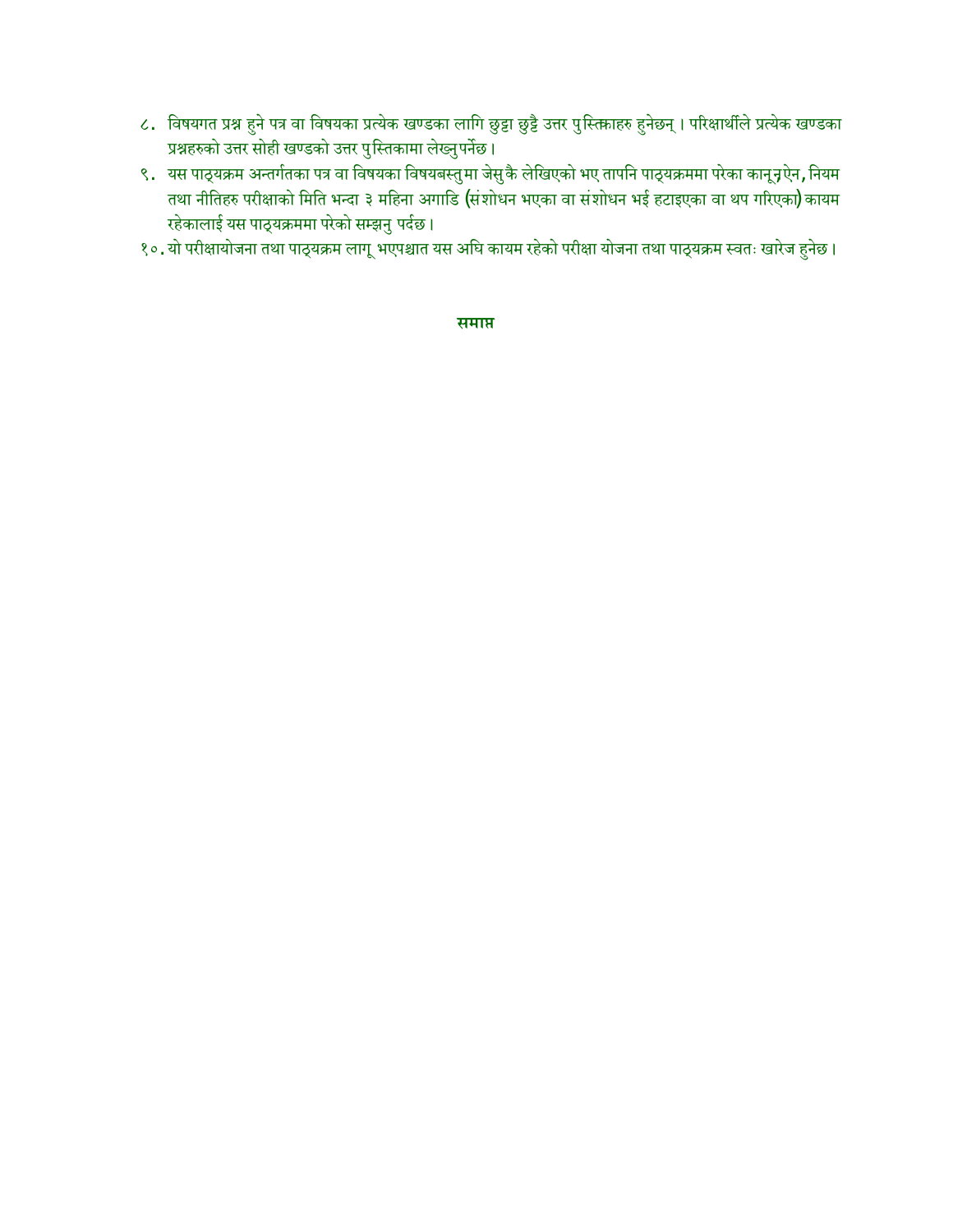८. विषयगत प्रश्न हुने पत्र वा विषयका प्रत्येक खण्डका लागि छुट्टा छुट्टै उत्तर पुस्तिकाहरु हुनेछन् । परिक्षार्थीले प्रत्येक खण्डका प्रश्नहरुको उत्तर सोही खण्डको उत्तर पुस्तिकामा लेख्नुपर्नेछ ।

९. यस पाठ्यक्रम अन्तर्गतका पत्र वा विषयका विषयबस्तुमा जेसुकै लेखिएको भए तापनि पाठ्यक्रममा परेका कानून, ऐन, नियम तथा नीतिहरु परीक्षाको मिति भन्दा ३ महिना अगाडि (संशोधन भएका वा संशोधन भई हटाइएका वा थप गरिएका) कायम रहेकालाई यस पाठ्यक्रममा परेको सम्झनु पर्दछ ।

१०. यो परीक्षायोजना तथा पाठ्यक्रम लागू भएपश्चात यस अघि कायम रहेको परीक्षा योजना तथा पाठ्यक्रम स्वतः खारेज हुनेछ ।

**समाप्त**